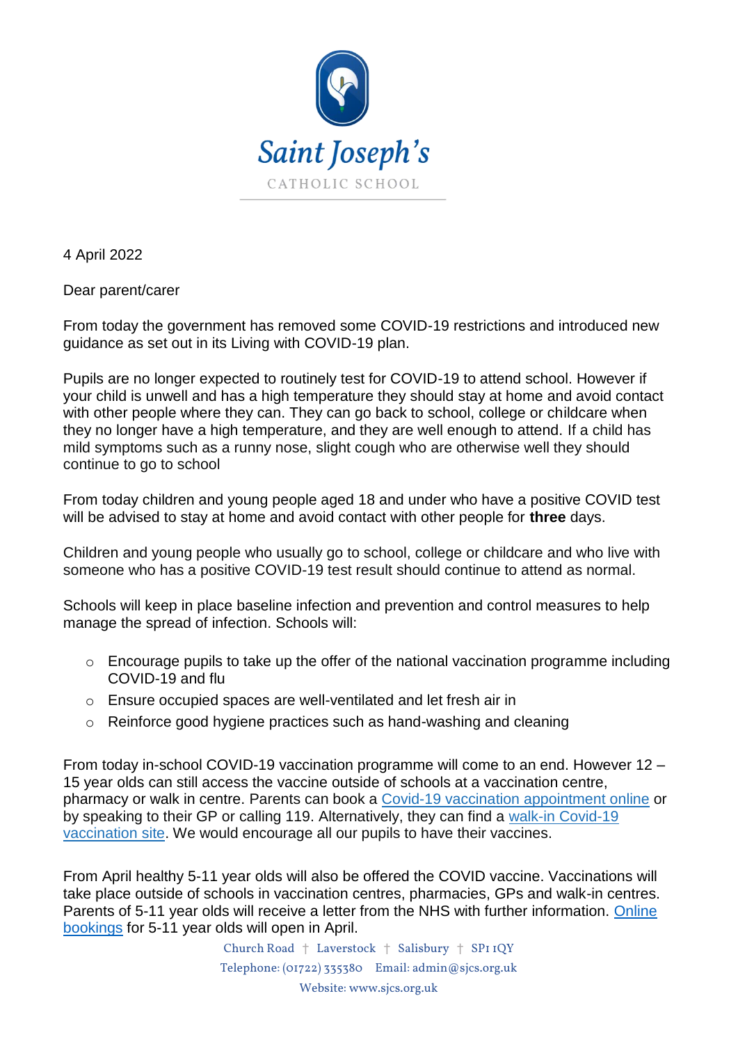Saint Joseph's

CATHOLIC SCHOOL

4 April 2022

Dear parent/carer

From today the government has removed some COVID-19 restrictions and introduced new guidance as set out in its Living with COVID-19 plan.

Pupils are no longer expected to routinely test for COVID-19 to attend school. However if your child is unwell and has a high temperature they should stay at home and avoid contact with other people where they can. They can go back to school, college or childcare when they no longer have a high temperature, and they are well enough to attend. If a child has mild symptoms such as a runny nose, slight cough who are otherwise well they should continue to go to school

From today children and young people aged 18 and under who have a positive COVID test will be advised to stay at home and avoid contact with other people for **three** days.

Children and young people who usually go to school, college or childcare and who live with someone who has a positive COVID-19 test result should continue to attend as normal.

Schools will keep in place baseline infection and prevention and control measures to help manage the spread of infection. Schools will:

- Encourage pupils to take up the offer of the national vaccination programme including COVID-19 and flu
- Ensure occupied spaces are well-ventilated and let fresh air in
- Reinforce good hygiene practices such as hand-washing and cleaning

From today in-school COVID-19 vaccination programme will come to an end. However 12 – 15 year olds can still access the vaccine outside of schools at a vaccination centre, pharmacy or walk in centre. Parents can book a Covid-19 vaccination appointment online or by speaking to their GP or calling 119. Alternatively, they can find a walk-in Covid-19 vaccination site. We would encourage all our pupils to have their vaccines.

From April healthy 5-11 year olds will also be offered the COVID vaccine. Vaccinations will take place outside of schools in vaccination centres, pharmacies, GPs and walk-in centres. Parents of 5-11 year olds will receive a letter from the NHS with further information. Online bookings for 5-11 year olds will open in April.

Church Road † Laverstock † Salisbury † SP1 1QY
Telephone: (01722) 335380 Email: admin@sjcs.org.uk
Website: www.sjcs.org.uk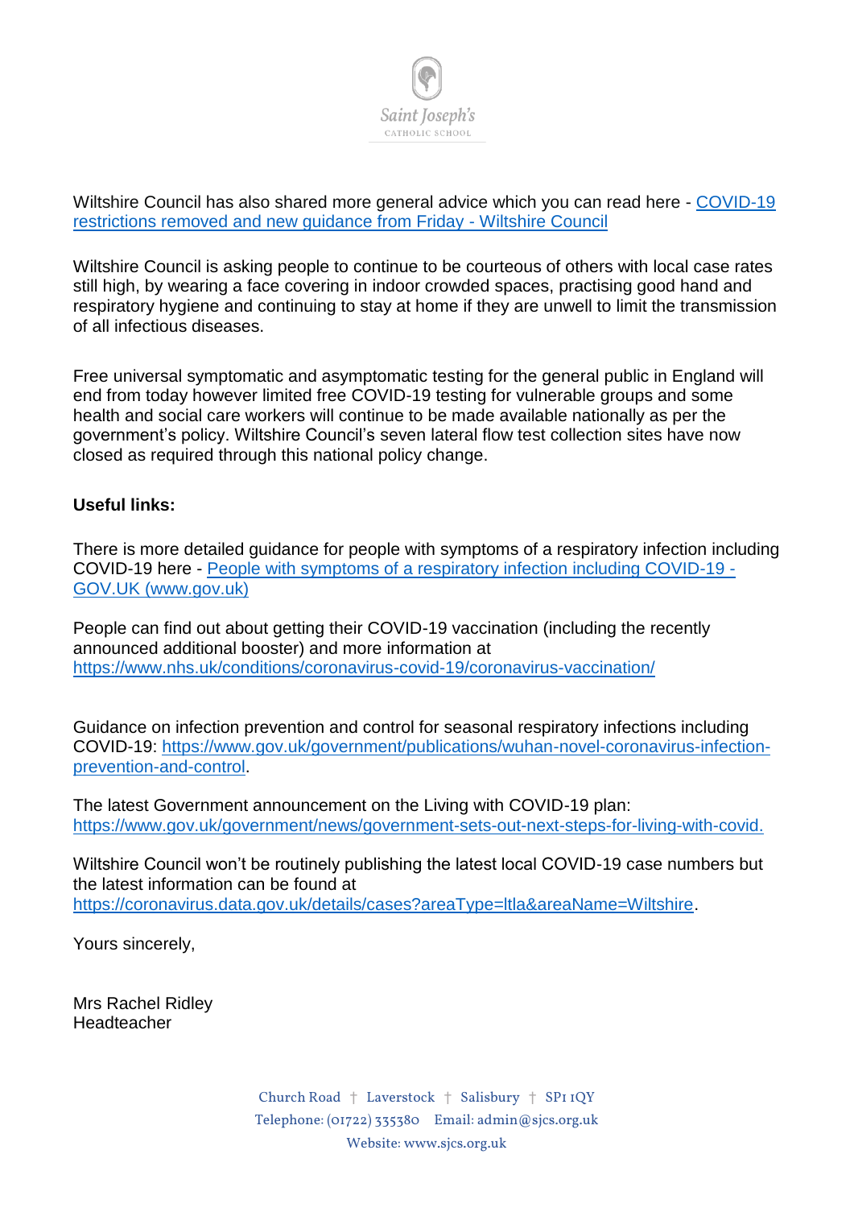Wiltshire Council has also shared more general advice which you can read here - [COVID-19 restrictions removed and new guidance from Friday - Wiltshire Council]()

Wiltshire Council is asking people to continue to be courteous of others with local case rates still high, by wearing a face covering in indoor crowded spaces, practising good hand and respiratory hygiene and continuing to stay at home if they are unwell to limit the transmission of all infectious diseases.

Free universal symptomatic and asymptomatic testing for the general public in England will end from today however limited free COVID-19 testing for vulnerable groups and some health and social care workers will continue to be made available nationally as per the government's policy. Wiltshire Council's seven lateral flow test collection sites have now closed as required through this national policy change.

**Useful links:**

There is more detailed guidance for people with symptoms of a respiratory infection including COVID-19 here - [People with symptoms of a respiratory infection including COVID-19 - GOV.UK (www.gov.uk)]()

People can find out about getting their COVID-19 vaccination (including the recently announced additional booster) and more information at https://www.nhs.uk/conditions/coronavirus-covid-19/coronavirus-vaccination/

Guidance on infection prevention and control for seasonal respiratory infections including COVID-19: https://www.gov.uk/government/publications/wuhan-novel-coronavirus-infection-prevention-and-control.

The latest Government announcement on the Living with COVID-19 plan: https://www.gov.uk/government/news/government-sets-out-next-steps-for-living-with-covid.

Wiltshire Council won't be routinely publishing the latest local COVID-19 case numbers but the latest information can be found at https://coronavirus.data.gov.uk/details/cases?areaType=ltla&areaName=Wiltshire.

Yours sincerely,

Mrs Rachel Ridley
Headteacher

Church Road † Laverstock † Salisbury † SP1 1QY
Telephone: (01722) 335380 Email: admin@sjcs.org.uk
Website: www.sjcs.org.uk